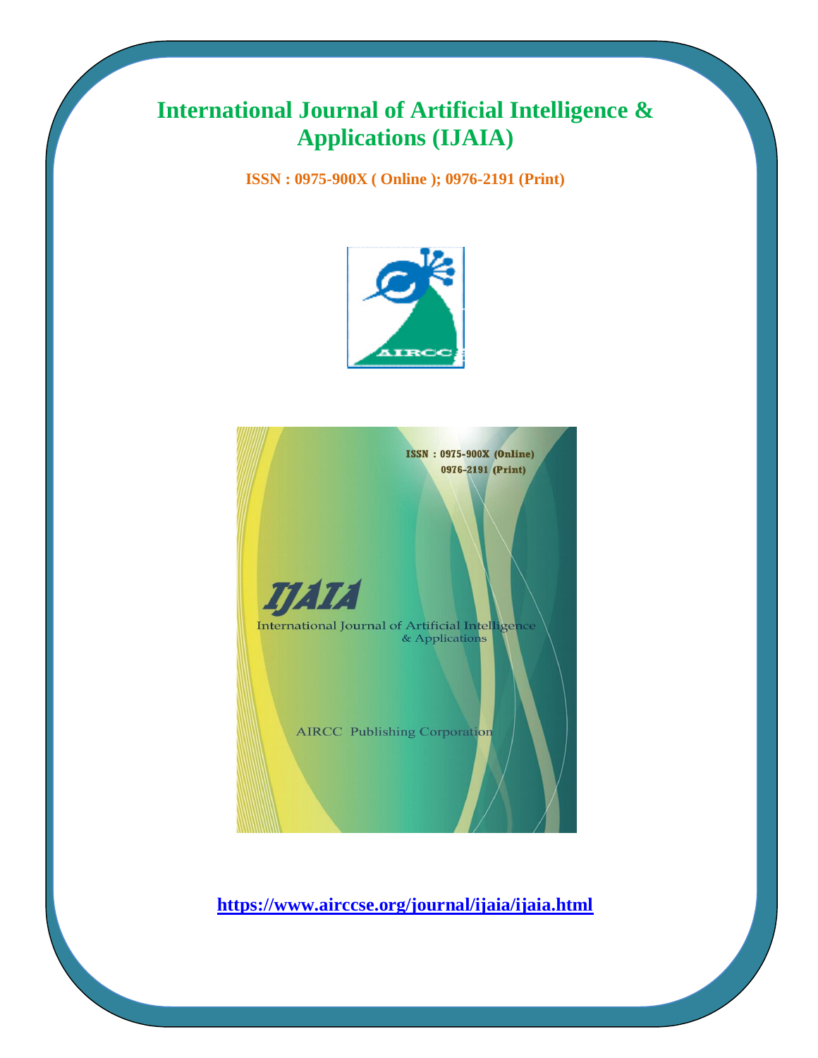# International Journal of Artificial Intelligence & Applications (IJAIA)

**ISSN : 0975-900X ( Online ); 0976-2191 (Print)**

**https://www.airccse.org/journal/ijaia/ijaia.html**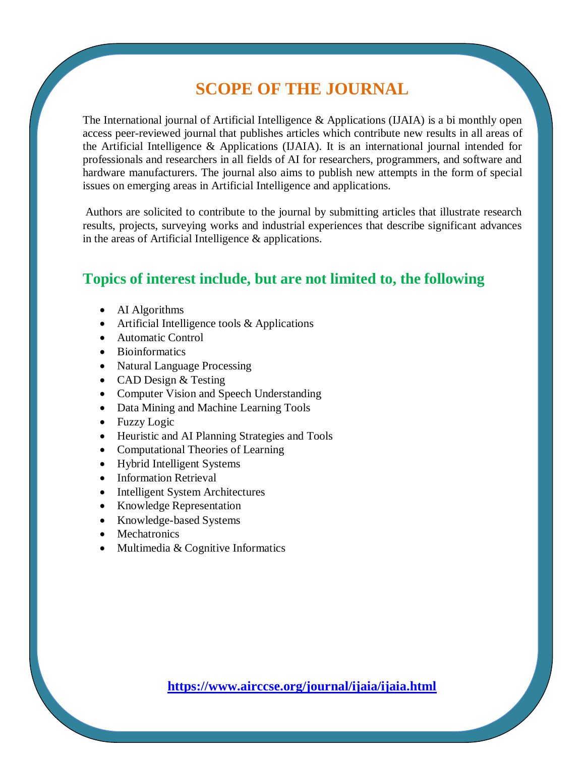# SCOPE OF THE JOURNAL

The International journal of Artificial Intelligence & Applications (IJAIA) is a bi monthly open access peer-reviewed journal that publishes articles which contribute new results in all areas of the Artificial Intelligence & Applications (IJAIA). It is an international journal intended for professionals and researchers in all fields of AI for researchers, programmers, and software and hardware manufacturers. The journal also aims to publish new attempts in the form of special issues on emerging areas in Artificial Intelligence and applications.

Authors are solicited to contribute to the journal by submitting articles that illustrate research results, projects, surveying works and industrial experiences that describe significant advances in the areas of Artificial Intelligence & applications.

## Topics of interest include, but are not limited to, the following

- AI Algorithms
- Artificial Intelligence tools & Applications
- Automatic Control
- Bioinformatics
- Natural Language Processing
- CAD Design & Testing
- Computer Vision and Speech Understanding
- Data Mining and Machine Learning Tools
- Fuzzy Logic
- Heuristic and AI Planning Strategies and Tools
- Computational Theories of Learning
- Hybrid Intelligent Systems
- Information Retrieval
- Intelligent System Architectures
- Knowledge Representation
- Knowledge-based Systems
- Mechatronics
- Multimedia & Cognitive Informatics

**https://www.airccse.org/journal/ijaia/ijaia.html**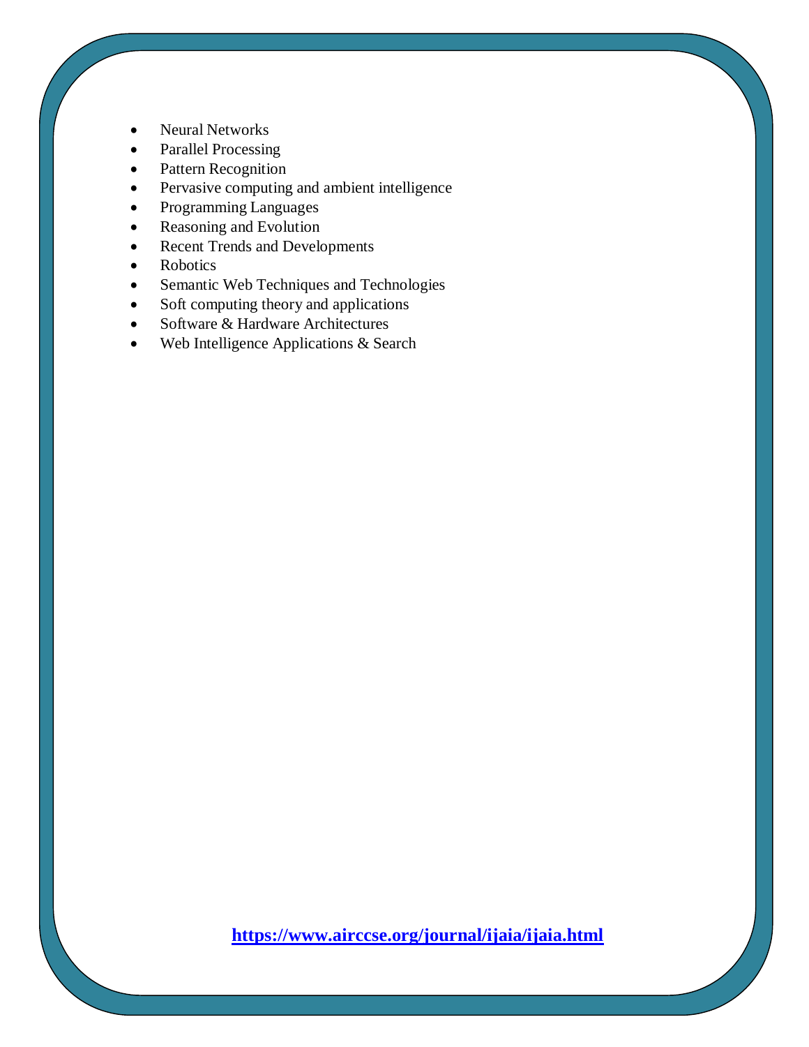- Neural Networks
- Parallel Processing
- Pattern Recognition
- Pervasive computing and ambient intelligence
- Programming Languages
- Reasoning and Evolution
- Recent Trends and Developments
- Robotics
- Semantic Web Techniques and Technologies
- Soft computing theory and applications
- Software & Hardware Architectures
- Web Intelligence Applications & Search

**https://www.airccse.org/journal/ijaia/ijaia.html**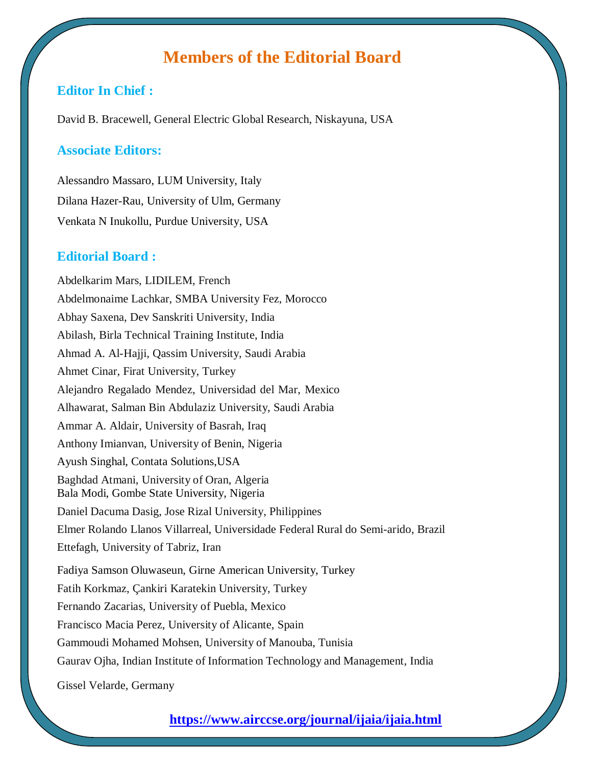# Members of the Editorial Board

## Editor In Chief :

David B. Bracewell, General Electric Global Research, Niskayuna, USA

## Associate Editors:

Alessandro Massaro, LUM University, Italy
Dilana Hazer-Rau, University of Ulm, Germany
Venkata N Inukollu, Purdue University, USA

## Editorial Board :

Abdelkarim Mars, LIDILEM, French
Abdelmonaime Lachkar, SMBA University Fez, Morocco
Abhay Saxena, Dev Sanskriti University, India
Abilash, Birla Technical Training Institute, India
Ahmad A. Al-Hajji, Qassim University, Saudi Arabia
Ahmet Cinar, Firat University, Turkey
Alejandro Regalado Mendez, Universidad del Mar, Mexico
Alhawarat, Salman Bin Abdulaziz University, Saudi Arabia
Ammar A. Aldair, University of Basrah, Iraq
Anthony Imianvan, University of Benin, Nigeria
Ayush Singhal, Contata Solutions,USA
Baghdad Atmani, University of Oran, Algeria
Bala Modi, Gombe State University, Nigeria
Daniel Dacuma Dasig, Jose Rizal University, Philippines
Elmer Rolando Llanos Villarreal, Universidade Federal Rural do Semi-arido, Brazil
Ettefagh, University of Tabriz, Iran
Fadiya Samson Oluwaseun, Girne American University, Turkey
Fatih Korkmaz, Çankiri Karatekin University, Turkey
Fernando Zacarias, University of Puebla, Mexico
Francisco Macia Perez, University of Alicante, Spain
Gammoudi Mohamed Mohsen, University of Manouba, Tunisia
Gaurav Ojha, Indian Institute of Information Technology and Management, India
Gissel Velarde, Germany

https://www.airccse.org/journal/ijaia/ijaia.html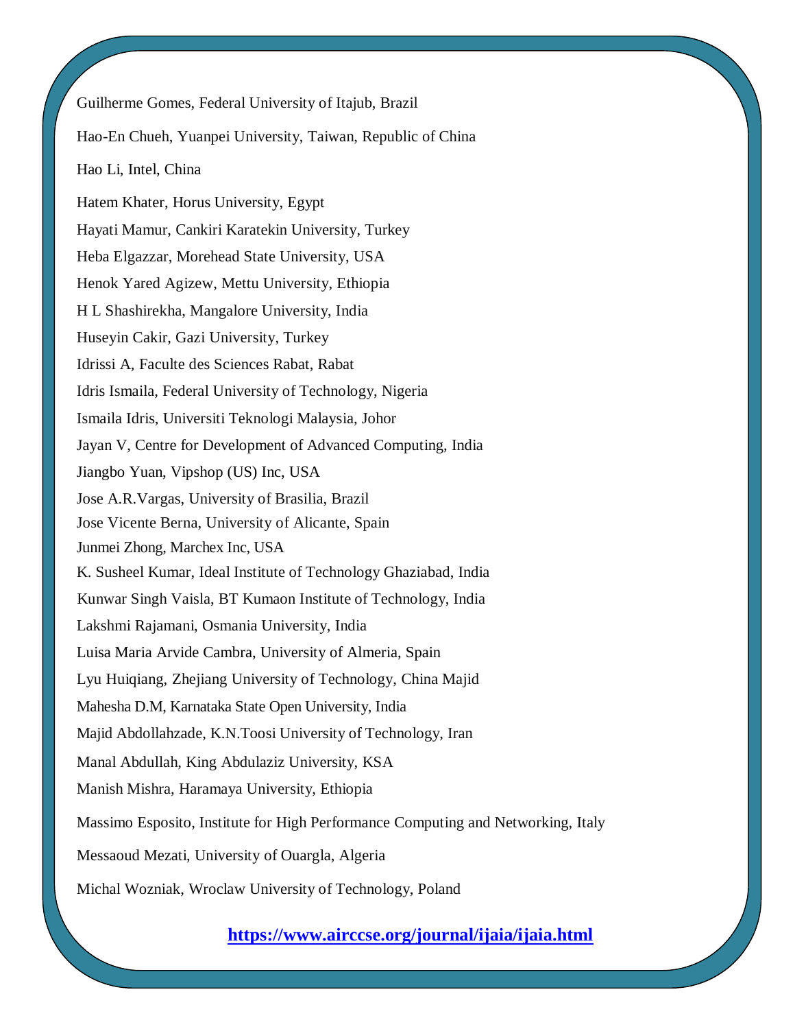Guilherme Gomes, Federal University of Itajub, Brazil

Hao-En Chueh, Yuanpei University, Taiwan, Republic of China

Hao Li, Intel, China

Hatem Khater, Horus University, Egypt

Hayati Mamur, Cankiri Karatekin University, Turkey

Heba Elgazzar, Morehead State University, USA

Henok Yared Agizew, Mettu University, Ethiopia

H L Shashirekha, Mangalore University, India

Huseyin Cakir, Gazi University, Turkey

Idrissi A, Faculte des Sciences Rabat, Rabat

Idris Ismaila, Federal University of Technology, Nigeria

Ismaila Idris, Universiti Teknologi Malaysia, Johor

Jayan V, Centre for Development of Advanced Computing, India

Jiangbo Yuan, Vipshop (US) Inc, USA

Jose A.R.Vargas, University of Brasilia, Brazil

Jose Vicente Berna, University of Alicante, Spain

Junmei Zhong, Marchex Inc, USA

K. Susheel Kumar, Ideal Institute of Technology Ghaziabad, India

Kunwar Singh Vaisla, BT Kumaon Institute of Technology, India

Lakshmi Rajamani, Osmania University, India

Luisa Maria Arvide Cambra, University of Almeria, Spain

Lyu Huiqiang, Zhejiang University of Technology, China Majid

Mahesha D.M, Karnataka State Open University, India

Majid Abdollahzade, K.N.Toosi University of Technology, Iran

Manal Abdullah, King Abdulaziz University, KSA

Manish Mishra, Haramaya University, Ethiopia

Massimo Esposito, Institute for High Performance Computing and Networking, Italy

Messaoud Mezati, University of Ouargla, Algeria

Michal Wozniak, Wroclaw University of Technology, Poland

**https://www.airccse.org/journal/ijaia/ijaia.html**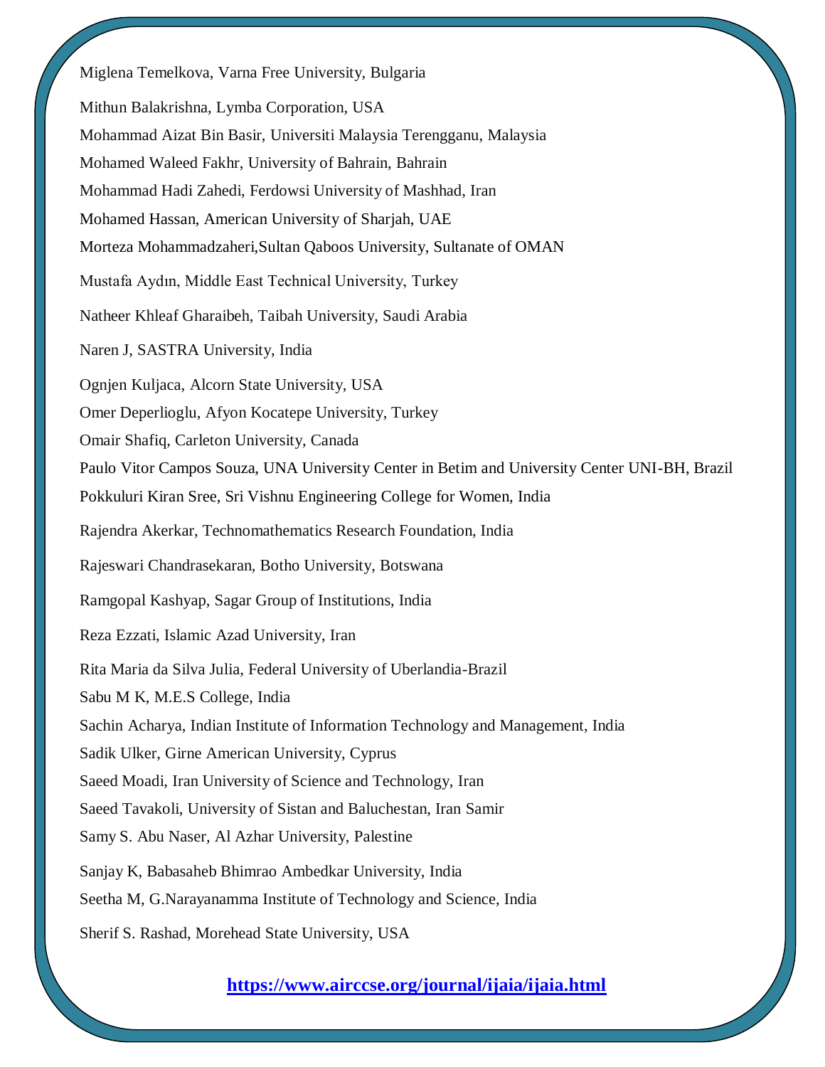Miglena Temelkova, Varna Free University, Bulgaria

Mithun Balakrishna, Lymba Corporation, USA

Mohammad Aizat Bin Basir, Universiti Malaysia Terengganu, Malaysia

Mohamed Waleed Fakhr, University of Bahrain, Bahrain

Mohammad Hadi Zahedi, Ferdowsi University of Mashhad, Iran

Mohamed Hassan, American University of Sharjah, UAE

Morteza Mohammadzaheri,Sultan Qaboos University, Sultanate of OMAN

Mustafa Aydın, Middle East Technical University, Turkey

Natheer Khleaf Gharaibeh, Taibah University, Saudi Arabia

Naren J, SASTRA University, India

Ognjen Kuljaca, Alcorn State University, USA

Omer Deperlioglu, Afyon Kocatepe University, Turkey

Omair Shafiq, Carleton University, Canada

Paulo Vitor Campos Souza, UNA University Center in Betim and University Center UNI-BH, Brazil

Pokkuluri Kiran Sree, Sri Vishnu Engineering College for Women, India

Rajendra Akerkar, Technomathematics Research Foundation, India

Rajeswari Chandrasekaran, Botho University, Botswana

Ramgopal Kashyap, Sagar Group of Institutions, India

Reza Ezzati, Islamic Azad University, Iran

Rita Maria da Silva Julia, Federal University of Uberlandia-Brazil

Sabu M K, M.E.S College, India

Sachin Acharya, Indian Institute of Information Technology and Management, India

Sadik Ulker, Girne American University, Cyprus

Saeed Moadi, Iran University of Science and Technology, Iran

Saeed Tavakoli, University of Sistan and Baluchestan, Iran Samir

Samy S. Abu Naser, Al Azhar University, Palestine

Sanjay K, Babasaheb Bhimrao Ambedkar University, India

Seetha M, G.Narayanamma Institute of Technology and Science, India

Sherif S. Rashad, Morehead State University, USA

**https://www.airccse.org/journal/ijaia/ijaia.html**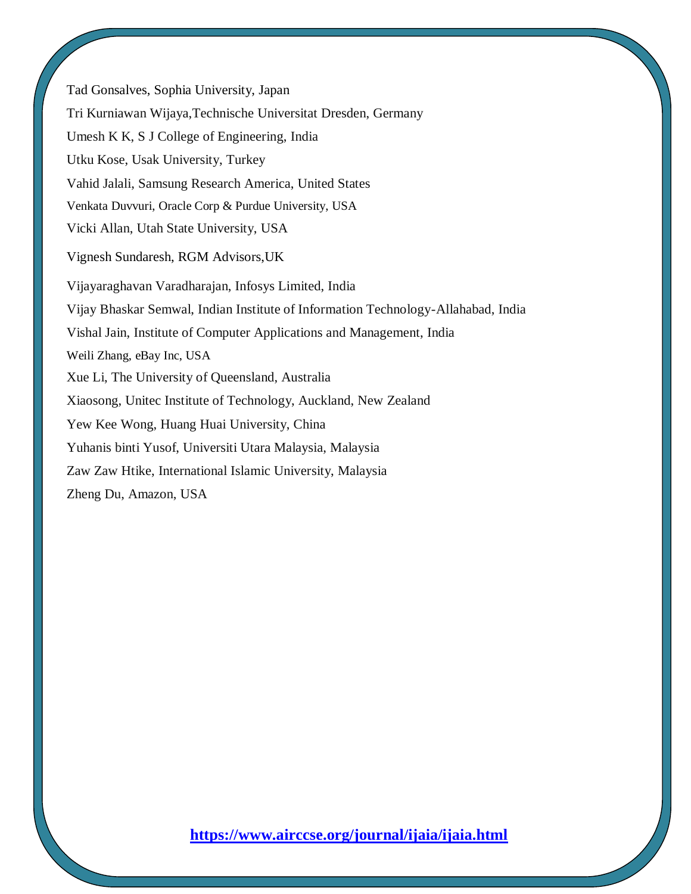Tad Gonsalves, Sophia University, Japan

Tri Kurniawan Wijaya,Technische Universitat Dresden, Germany

Umesh K K, S J College of Engineering, India

Utku Kose, Usak University, Turkey

Vahid Jalali, Samsung Research America, United States

Venkata Duvvuri, Oracle Corp & Purdue University, USA

Vicki Allan, Utah State University, USA

Vignesh Sundaresh, RGM Advisors,UK

Vijayaraghavan Varadharajan, Infosys Limited, India

Vijay Bhaskar Semwal, Indian Institute of Information Technology-Allahabad, India

Vishal Jain, Institute of Computer Applications and Management, India

Weili Zhang, eBay Inc, USA

Xue Li, The University of Queensland, Australia

Xiaosong, Unitec Institute of Technology, Auckland, New Zealand

Yew Kee Wong, Huang Huai University, China

Yuhanis binti Yusof, Universiti Utara Malaysia, Malaysia

Zaw Zaw Htike, International Islamic University, Malaysia

Zheng Du, Amazon, USA

**https://www.airccse.org/journal/ijaia/ijaia.html**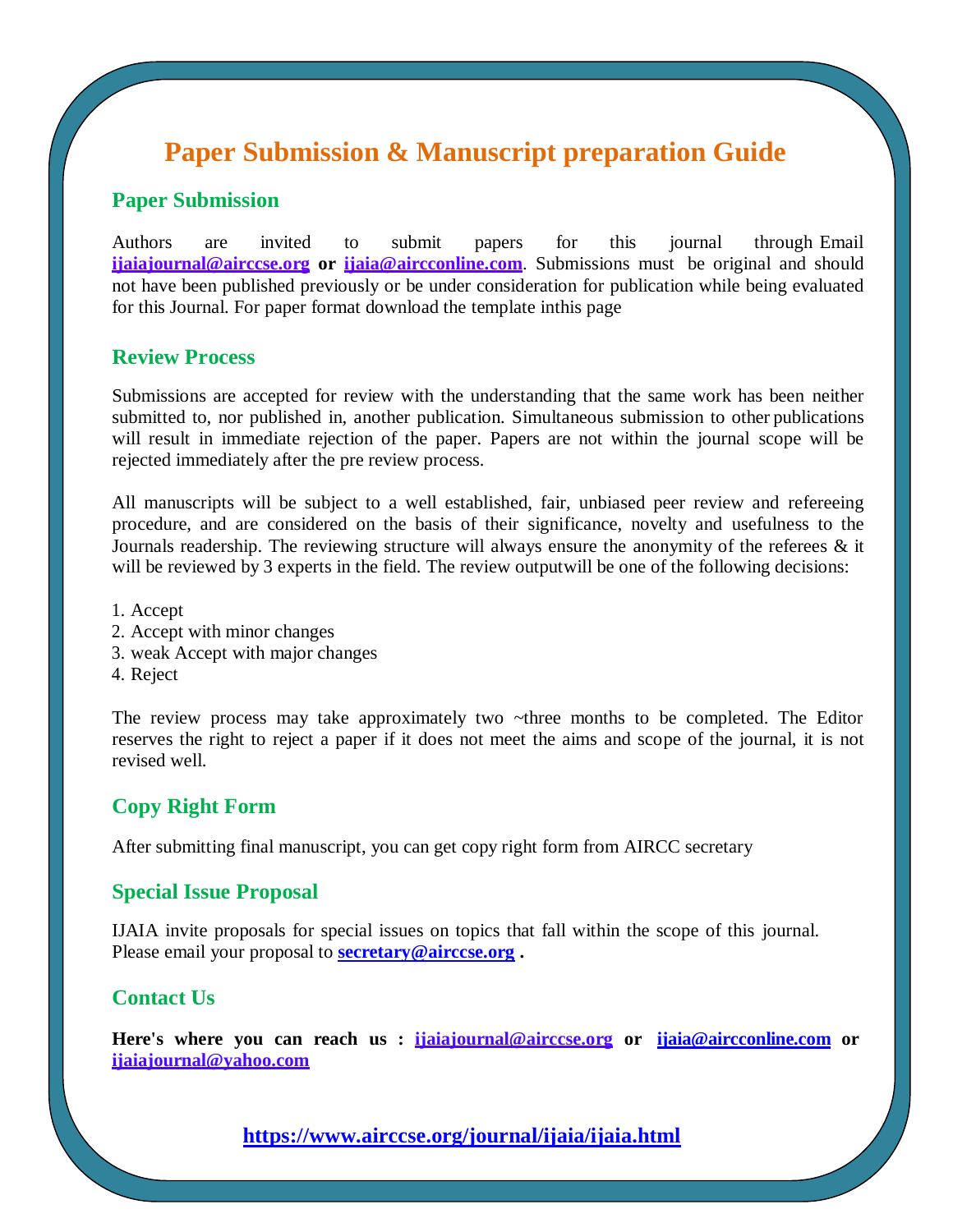# Paper Submission & Manuscript preparation Guide

## Paper Submission

Authors are invited to submit papers for this journal through Email **ijaiajournal@airccse.org** **or** **ijaia@aircconline.com**. Submissions must be original and should not have been published previously or be under consideration for publication while being evaluated for this Journal. For paper format download the template inthis page

## Review Process

Submissions are accepted for review with the understanding that the same work has been neither submitted to, nor published in, another publication. Simultaneous submission to other publications will result in immediate rejection of the paper. Papers are not within the journal scope will be rejected immediately after the pre review process.

All manuscripts will be subject to a well established, fair, unbiased peer review and refereeing procedure, and are considered on the basis of their significance, novelty and usefulness to the Journals readership. The reviewing structure will always ensure the anonymity of the referees & it will be reviewed by 3 experts in the field. The review outputwill be one of the following decisions:

1. Accept
2. Accept with minor changes
3. weak Accept with major changes
4. Reject

The review process may take approximately two ~three months to be completed. The Editor reserves the right to reject a paper if it does not meet the aims and scope of the journal, it is not revised well.

## Copy Right Form

After submitting final manuscript, you can get copy right form from AIRCC secretary

## Special Issue Proposal

IJAIA invite proposals for special issues on topics that fall within the scope of this journal. Please email your proposal to **secretary@airccse.org** **.**

## Contact Us

**Here's where you can reach us : ijaiajournal@airccse.org or ijaia@aircconline.com or ijaiajournal@yahoo.com**

**https://www.airccse.org/journal/ijaia/ijaia.html**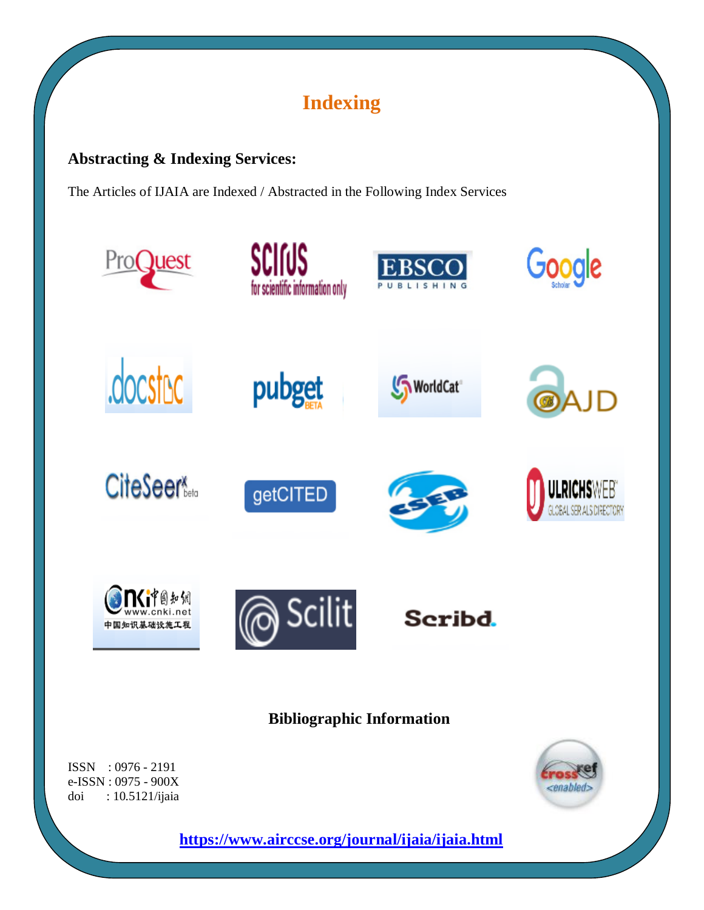# Indexing

**Abstracting & Indexing Services:**

The Articles of IJAIA are Indexed / Abstracted in the Following Index Services

**Bibliographic Information**

ISSN : 0976 - 2191
e-ISSN : 0975 - 900X
doi : 10.5121/ijaia

**https://www.airccse.org/journal/ijaia/ijaia.html**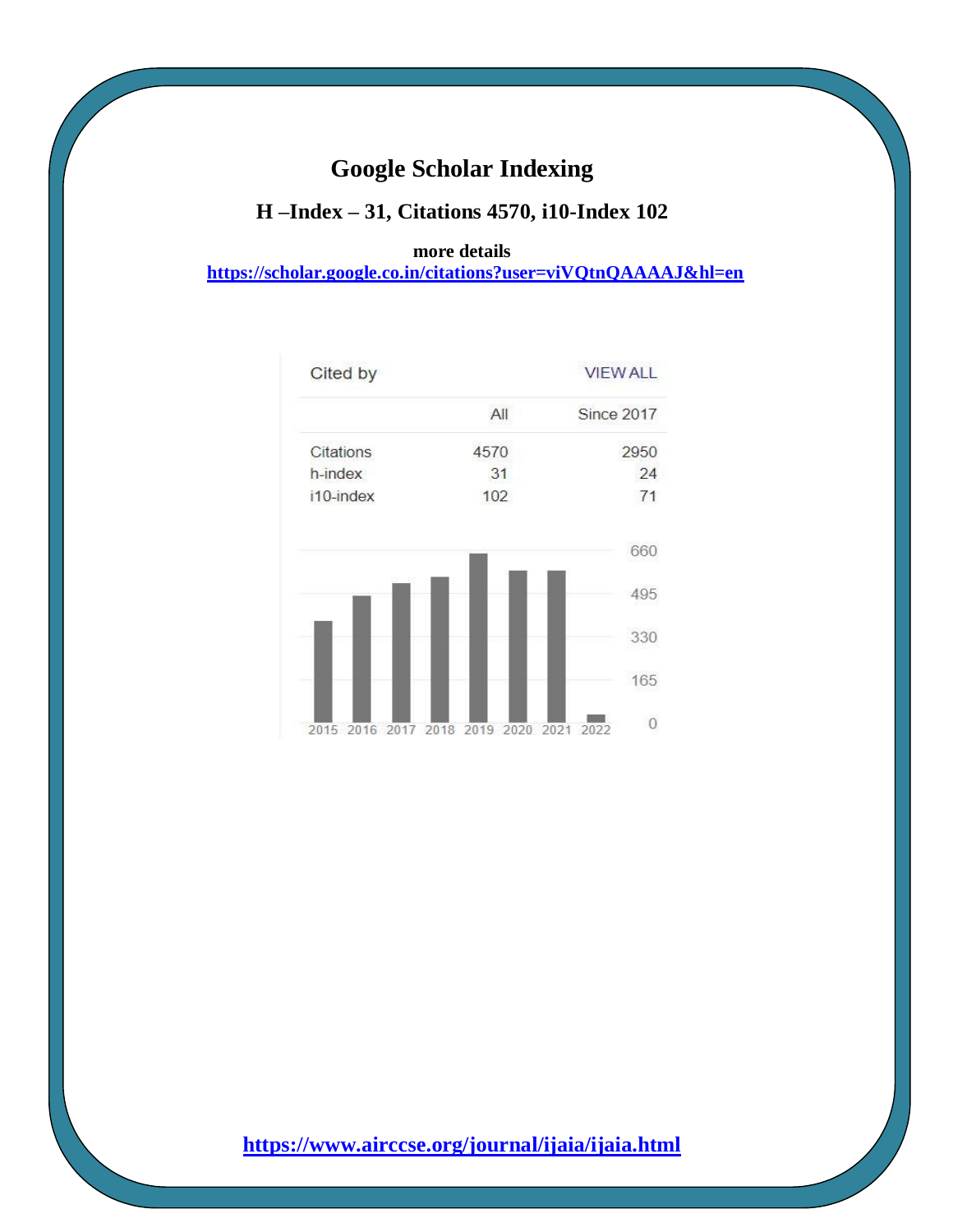## Google Scholar Indexing

### H –Index – 31, Citations 4570, i10-Index 102

**more details**

**https://scholar.google.co.in/citations?user=viVQtnQAAAAJ&hl=en**

Cited by

VIEW ALL

| | All | Since 2017 |
|---|---|---|
| Citations | 4570 | 2950 |
| h-index | 31 | 24 |
| i10-index | 102 | 71 |

660

495

330

165

0

2015 2016 2017 2018 2019 2020 2021 2022

**https://www.airccse.org/journal/ijaia/ijaia.html**